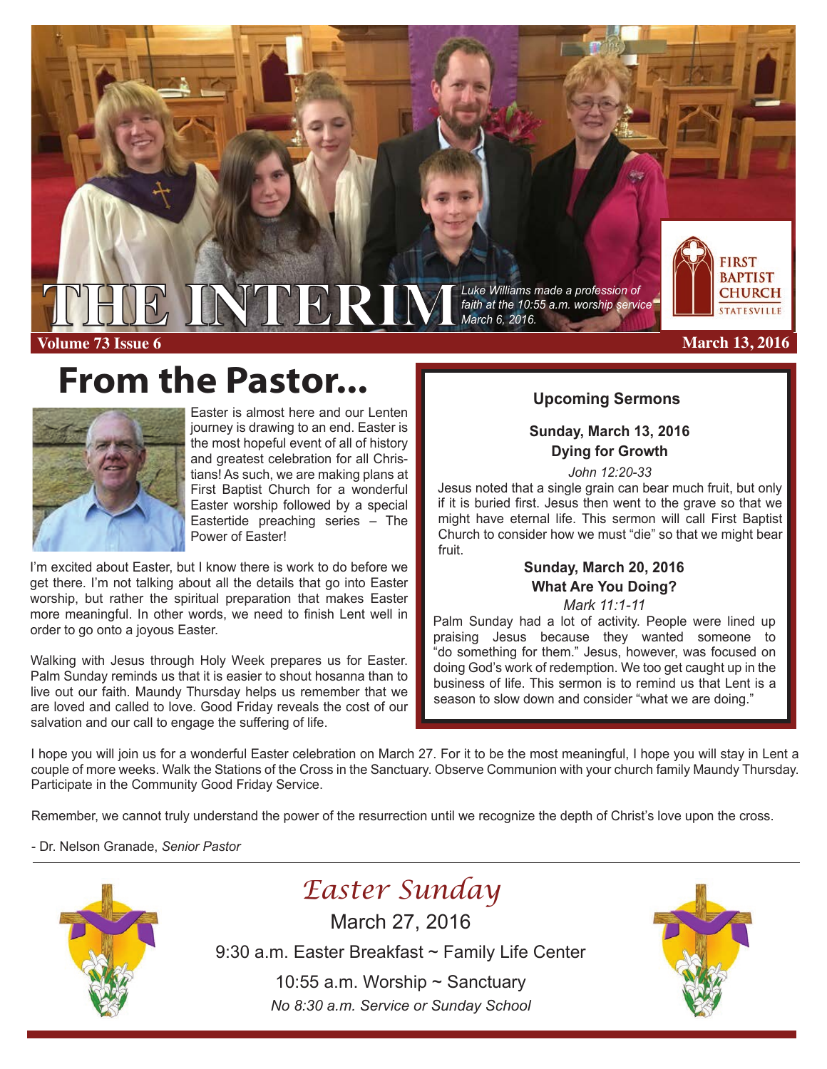# THE INTERIM

*Luke Williams made a profession of faith at the 10:55 a.m. worship service March 6, 2016.*

FIRST BAPTIST CHURCH STATESVILLE

**Volume 73 Issue 6** **March 13, 2016**

## From the Pastor...

Easter is almost here and our Lenten journey is drawing to an end. Easter is the most hopeful event of all of history and greatest celebration for all Christians! As such, we are making plans at First Baptist Church for a wonderful Easter worship followed by a special Eastertide preaching series – The Power of Easter!

I'm excited about Easter, but I know there is work to do before we get there. I'm not talking about all the details that go into Easter worship, but rather the spiritual preparation that makes Easter more meaningful. In other words, we need to finish Lent well in order to go onto a joyous Easter.

Walking with Jesus through Holy Week prepares us for Easter. Palm Sunday reminds us that it is easier to shout hosanna than to live out our faith. Maundy Thursday helps us remember that we are loved and called to love. Good Friday reveals the cost of our salvation and our call to engage the suffering of life.

I hope you will join us for a wonderful Easter celebration on March 27. For it to be the most meaningful, I hope you will stay in Lent a couple of more weeks. Walk the Stations of the Cross in the Sanctuary. Observe Communion with your church family Maundy Thursday. Participate in the Community Good Friday Service.

Remember, we cannot truly understand the power of the resurrection until we recognize the depth of Christ's love upon the cross.

- Dr. Nelson Granade, *Senior Pastor*

### Upcoming Sermons

**Sunday, March 13, 2016**
**Dying for Growth**
*John 12:20-33*

Jesus noted that a single grain can bear much fruit, but only if it is buried first. Jesus then went to the grave so that we might have eternal life. This sermon will call First Baptist Church to consider how we must "die" so that we might bear fruit.

**Sunday, March 20, 2016**
**What Are You Doing?**
*Mark 11:1-11*

Palm Sunday had a lot of activity. People were lined up praising Jesus because they wanted someone to "do something for them." Jesus, however, was focused on doing God's work of redemption. We too get caught up in the business of life. This sermon is to remind us that Lent is a season to slow down and consider "what we are doing."

## *Easter Sunday*

March 27, 2016

9:30 a.m. Easter Breakfast ~ Family Life Center

10:55 a.m. Worship ~ Sanctuary

*No 8:30 a.m. Service or Sunday School*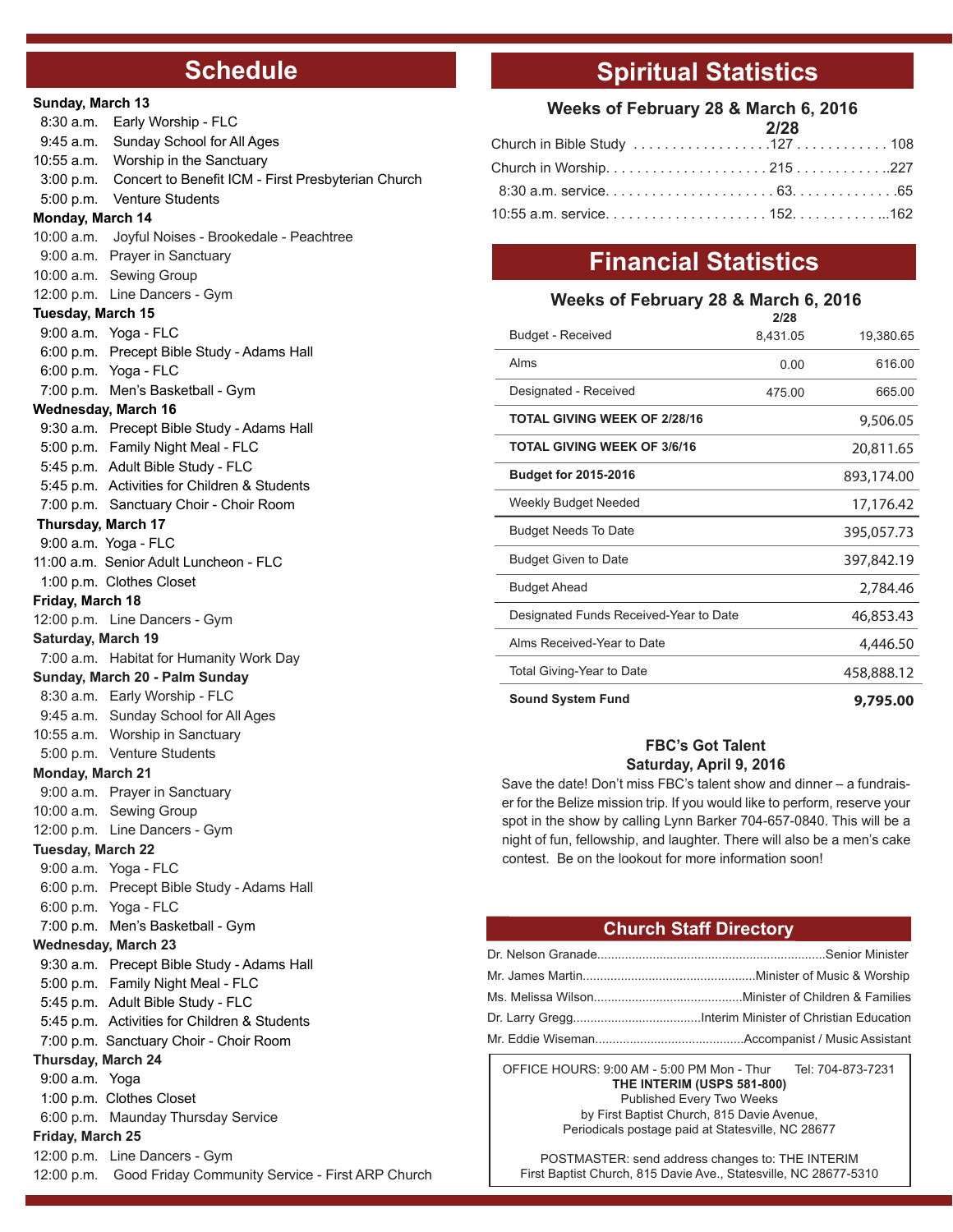## Schedule

**Sunday, March 13**

- 8:30 a.m. Early Worship - FLC
- 9:45 a.m. Sunday School for All Ages
- 10:55 a.m. Worship in the Sanctuary
- 3:00 p.m. Concert to Benefit ICM - First Presbyterian Church
- 5:00 p.m. Venture Students

**Monday, March 14**

- 10:00 a.m. Joyful Noises - Brookedale - Peachtree
- 9:00 a.m. Prayer in Sanctuary
- 10:00 a.m. Sewing Group
- 12:00 p.m. Line Dancers - Gym

**Tuesday, March 15**

- 9:00 a.m. Yoga - FLC
- 6:00 p.m. Precept Bible Study - Adams Hall
- 6:00 p.m. Yoga - FLC
- 7:00 p.m. Men's Basketball - Gym

**Wednesday, March 16**

- 9:30 a.m. Precept Bible Study - Adams Hall
- 5:00 p.m. Family Night Meal - FLC
- 5:45 p.m. Adult Bible Study - FLC
- 5:45 p.m. Activities for Children & Students
- 7:00 p.m. Sanctuary Choir - Choir Room

**Thursday, March 17**

- 9:00 a.m. Yoga - FLC
- 11:00 a.m. Senior Adult Luncheon - FLC
- 1:00 p.m. Clothes Closet

**Friday, March 18**

- 12:00 p.m. Line Dancers - Gym

**Saturday, March 19**

- 7:00 a.m. Habitat for Humanity Work Day

**Sunday, March 20 - Palm Sunday**

- 8:30 a.m. Early Worship - FLC
- 9:45 a.m. Sunday School for All Ages
- 10:55 a.m. Worship in Sanctuary
- 5:00 p.m. Venture Students

**Monday, March 21**

- 9:00 a.m. Prayer in Sanctuary
- 10:00 a.m. Sewing Group
- 12:00 p.m. Line Dancers - Gym

**Tuesday, March 22**

- 9:00 a.m. Yoga - FLC
- 6:00 p.m. Precept Bible Study - Adams Hall
- 6:00 p.m. Yoga - FLC
- 7:00 p.m. Men's Basketball - Gym

**Wednesday, March 23**

- 9:30 a.m. Precept Bible Study - Adams Hall
- 5:00 p.m. Family Night Meal - FLC
- 5:45 p.m. Adult Bible Study - FLC
- 5:45 p.m. Activities for Children & Students
- 7:00 p.m. Sanctuary Choir - Choir Room

**Thursday, March 24**

- 9:00 a.m. Yoga
- 1:00 p.m. Clothes Closet
- 6:00 p.m. Maunday Thursday Service

**Friday, March 25**

- 12:00 p.m. Line Dancers - Gym
- 12:00 p.m. Good Friday Community Service - First ARP Church

## Spiritual Statistics

**Weeks of February 28 & March 6, 2016**

| | 2/28 | |
|---|---|---|
| Church in Bible Study | 127 | 108 |
| Church in Worship | 215 | 227 |
| 8:30 a.m. service | 63 | 65 |
| 10:55 a.m. service | 152 | 162 |

## Financial Statistics

**Weeks of February 28 & March 6, 2016**

| | 2/28 | |
|---|---|---|
| Budget - Received | 8,431.05 | 19,380.65 |
| Alms | 0.00 | 616.00 |
| Designated - Received | 475.00 | 665.00 |
| **TOTAL GIVING WEEK OF 2/28/16** | | 9,506.05 |
| **TOTAL GIVING WEEK OF 3/6/16** | | 20,811.65 |
| **Budget for 2015-2016** | | 893,174.00 |
| Weekly Budget Needed | | 17,176.42 |
| Budget Needs To Date | | 395,057.73 |
| Budget Given to Date | | 397,842.19 |
| Budget Ahead | | 2,784.46 |
| Designated Funds Received-Year to Date | | 46,853.43 |
| Alms Received-Year to Date | | 4,446.50 |
| Total Giving-Year to Date | | 458,888.12 |
| **Sound System Fund** | | **9,795.00** |

### FBC's Got Talent
### Saturday, April 9, 2016

Save the date! Don't miss FBC's talent show and dinner – a fundraiser for the Belize mission trip. If you would like to perform, reserve your spot in the show by calling Lynn Barker 704-657-0840. This will be a night of fun, fellowship, and laughter. There will also be a men's cake contest. Be on the lookout for more information soon!

## Church Staff Directory

- Dr. Nelson Granade....Senior Minister
- Mr. James Martin....Minister of Music & Worship
- Ms. Melissa Wilson....Minister of Children & Families
- Dr. Larry Gregg....Interim Minister of Christian Education
- Mr. Eddie Wiseman....Accompanist / Music Assistant

OFFICE HOURS: 9:00 AM - 5:00 PM Mon - Thur Tel: 704-873-7231
**THE INTERIM (USPS 581-800)**
Published Every Two Weeks
by First Baptist Church, 815 Davie Avenue,
Periodicals postage paid at Statesville, NC 28677

POSTMASTER: send address changes to: THE INTERIM
First Baptist Church, 815 Davie Ave., Statesville, NC 28677-5310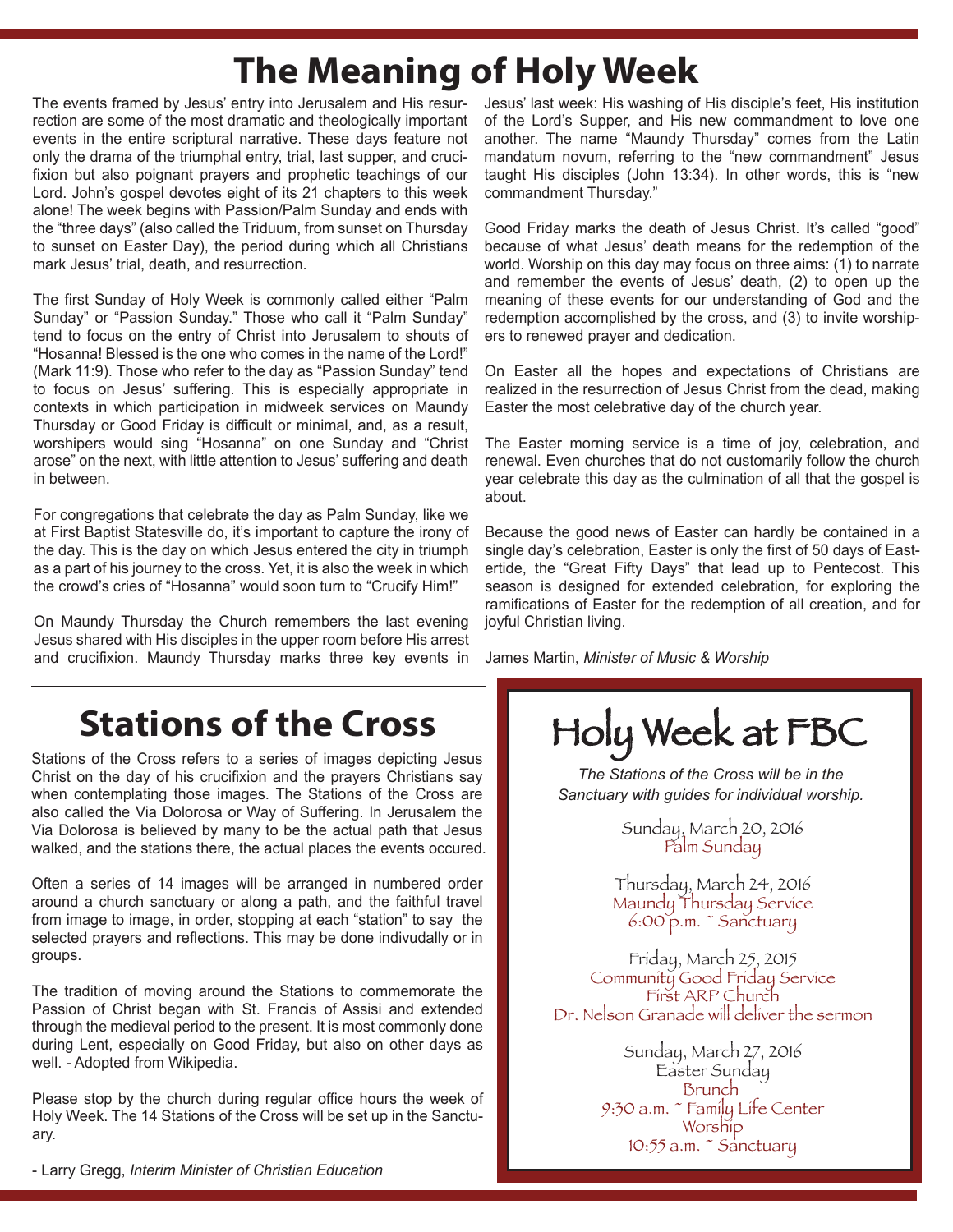# The Meaning of Holy Week

The events framed by Jesus' entry into Jerusalem and His resurrection are some of the most dramatic and theologically important events in the entire scriptural narrative. These days feature not only the drama of the triumphal entry, trial, last supper, and crucifixion but also poignant prayers and prophetic teachings of our Lord. John's gospel devotes eight of its 21 chapters to this week alone! The week begins with Passion/Palm Sunday and ends with the "three days" (also called the Triduum, from sunset on Thursday to sunset on Easter Day), the period during which all Christians mark Jesus' trial, death, and resurrection.

The first Sunday of Holy Week is commonly called either "Palm Sunday" or "Passion Sunday." Those who call it "Palm Sunday" tend to focus on the entry of Christ into Jerusalem to shouts of "Hosanna! Blessed is the one who comes in the name of the Lord!" (Mark 11:9). Those who refer to the day as "Passion Sunday" tend to focus on Jesus' suffering. This is especially appropriate in contexts in which participation in midweek services on Maundy Thursday or Good Friday is difficult or minimal, and, as a result, worshipers would sing "Hosanna" on one Sunday and "Christ arose" on the next, with little attention to Jesus' suffering and death in between.

For congregations that celebrate the day as Palm Sunday, like we at First Baptist Statesville do, it's important to capture the irony of the day. This is the day on which Jesus entered the city in triumph as a part of his journey to the cross. Yet, it is also the week in which the crowd's cries of "Hosanna" would soon turn to "Crucify Him!"

On Maundy Thursday the Church remembers the last evening Jesus shared with His disciples in the upper room before His arrest and crucifixion. Maundy Thursday marks three key events in Jesus' last week: His washing of His disciple's feet, His institution of the Lord's Supper, and His new commandment to love one another. The name "Maundy Thursday" comes from the Latin mandatum novum, referring to the "new commandment" Jesus taught His disciples (John 13:34). In other words, this is "new commandment Thursday."

Good Friday marks the death of Jesus Christ. It's called "good" because of what Jesus' death means for the redemption of the world. Worship on this day may focus on three aims: (1) to narrate and remember the events of Jesus' death, (2) to open up the meaning of these events for our understanding of God and the redemption accomplished by the cross, and (3) to invite worshipers to renewed prayer and dedication.

On Easter all the hopes and expectations of Christians are realized in the resurrection of Jesus Christ from the dead, making Easter the most celebrative day of the church year.

The Easter morning service is a time of joy, celebration, and renewal. Even churches that do not customarily follow the church year celebrate this day as the culmination of all that the gospel is about.

Because the good news of Easter can hardly be contained in a single day's celebration, Easter is only the first of 50 days of Eastertide, the "Great Fifty Days" that lead up to Pentecost. This season is designed for extended celebration, for exploring the ramifications of Easter for the redemption of all creation, and for joyful Christian living.

James Martin, *Minister of Music & Worship*

# Stations of the Cross

Stations of the Cross refers to a series of images depicting Jesus Christ on the day of his crucifixion and the prayers Christians say when contemplating those images. The Stations of the Cross are also called the Via Dolorosa or Way of Suffering. In Jerusalem the Via Dolorosa is believed by many to be the actual path that Jesus walked, and the stations there, the actual places the events occured.

Often a series of 14 images will be arranged in numbered order around a church sanctuary or along a path, and the faithful travel from image to image, in order, stopping at each "station" to say the selected prayers and reflections. This may be done indivudally or in groups.

The tradition of moving around the Stations to commemorate the Passion of Christ began with St. Francis of Assisi and extended through the medieval period to the present. It is most commonly done during Lent, especially on Good Friday, but also on other days as well. - Adopted from Wikipedia.

Please stop by the church during regular office hours the week of Holy Week. The 14 Stations of the Cross will be set up in the Sanctuary.

- Larry Gregg, *Interim Minister of Christian Education*

# Holy Week at FBC

*The Stations of the Cross will be in the Sanctuary with guides for individual worship.*

Sunday, March 20, 2016
Palm Sunday

Thursday, March 24, 2016
Maundy Thursday Service
6:00 p.m. ~ Sanctuary

Friday, March 25, 2015
Community Good Friday Service
First ARP Church
Dr. Nelson Granade will deliver the sermon

Sunday, March 27, 2016
Easter Sunday
Brunch
9:30 a.m. ~ Family Life Center
Worship
10:55 a.m. ~ Sanctuary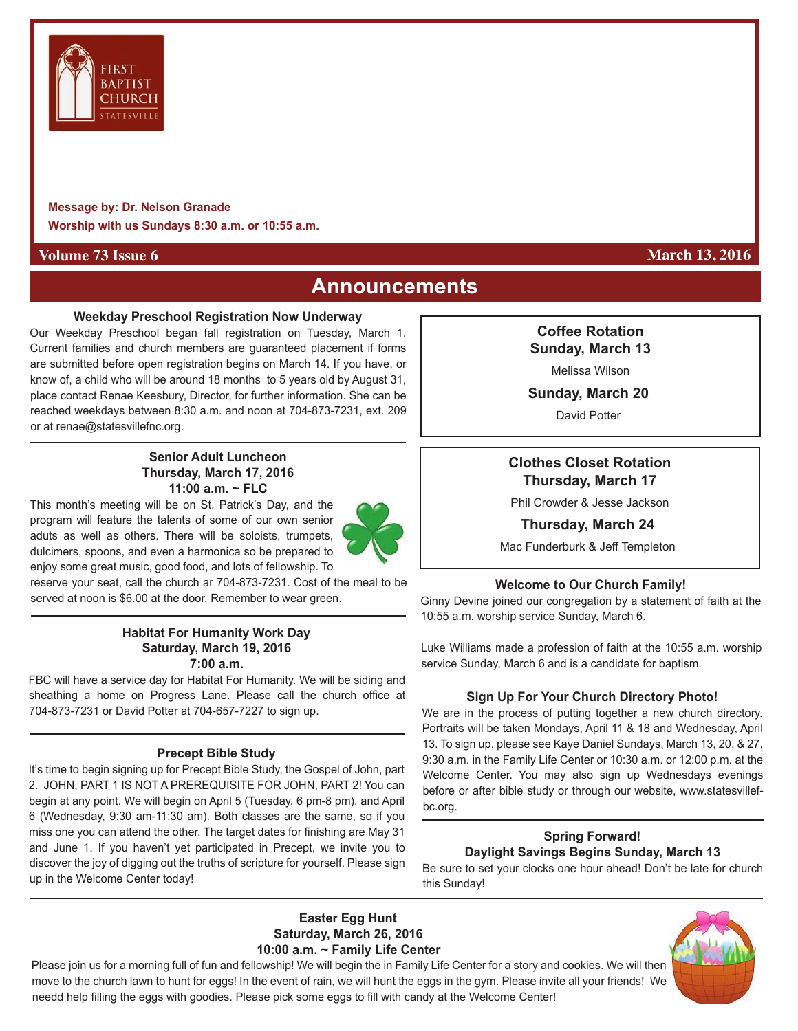FIRST BAPTIST CHURCH STATESVILLE

**Message by: Dr. Nelson Granade**
**Worship with us Sundays 8:30 a.m. or 10:55 a.m.**

**Volume 73 Issue 6** **March 13, 2016**

# Announcements

### Weekday Preschool Registration Now Underway

Our Weekday Preschool began fall registration on Tuesday, March 1. Current families and church members are guaranteed placement if forms are submitted before open registration begins on March 14. If you have, or know of, a child who will be around 18 months to 5 years old by August 31, place contact Renae Keesbury, Director, for further information. She can be reached weekdays between 8:30 a.m. and noon at 704-873-7231, ext. 209 or at renae@statesvillefnc.org.

### Senior Adult Luncheon
**Thursday, March 17, 2016**
**11:00 a.m. ~ FLC**

This month's meeting will be on St. Patrick's Day, and the program will feature the talents of some of our own senior aduts as well as others. There will be soloists, trumpets, dulcimers, spoons, and even a harmonica so be prepared to enjoy some great music, good food, and lots of fellowship. To reserve your seat, call the church ar 704-873-7231. Cost of the meal to be served at noon is $6.00 at the door. Remember to wear green.

### Habitat For Humanity Work Day
**Saturday, March 19, 2016**
**7:00 a.m.**

FBC will have a service day for Habitat For Humanity. We will be siding and sheathing a home on Progress Lane. Please call the church office at 704-873-7231 or David Potter at 704-657-7227 to sign up.

### Precept Bible Study

It's time to begin signing up for Precept Bible Study, the Gospel of John, part 2. JOHN, PART 1 IS NOT A PREREQUISITE FOR JOHN, PART 2! You can begin at any point. We will begin on April 5 (Tuesday, 6 pm-8 pm), and April 6 (Wednesday, 9:30 am-11:30 am). Both classes are the same, so if you miss one you can attend the other. The target dates for finishing are May 31 and June 1. If you haven't yet participated in Precept, we invite you to discover the joy of digging out the truths of scripture for yourself. Please sign up in the Welcome Center today!

### Coffee Rotation

**Sunday, March 13**
Melissa Wilson

**Sunday, March 20**
David Potter

### Clothes Closet Rotation

**Thursday, March 17**
Phil Crowder & Jesse Jackson

**Thursday, March 24**
Mac Funderburk & Jeff Templeton

### Welcome to Our Church Family!

Ginny Devine joined our congregation by a statement of faith at the 10:55 a.m. worship service Sunday, March 6.

Luke Williams made a profession of faith at the 10:55 a.m. worship service Sunday, March 6 and is a candidate for baptism.

### Sign Up For Your Church Directory Photo!

We are in the process of putting together a new church directory. Portraits will be taken Mondays, April 11 & 18 and Wednesday, April 13. To sign up, please see Kaye Daniel Sundays, March 13, 20, & 27, 9:30 a.m. in the Family Life Center or 10:30 a.m. or 12:00 p.m. at the Welcome Center. You may also sign up Wednesdays evenings before or after bible study or through our website, www.statesvillefbc.org.

### Spring Forward!
**Daylight Savings Begins Sunday, March 13**

Be sure to set your clocks one hour ahead! Don't be late for church this Sunday!

### Easter Egg Hunt
**Saturday, March 26, 2016**
**10:00 a.m. ~ Family Life Center**

Please join us for a morning full of fun and fellowship! We will begin the in Family Life Center for a story and cookies. We will then move to the church lawn to hunt for eggs! In the event of rain, we will hunt the eggs in the gym. Please invite all your friends! We needd help filling the eggs with goodies. Please pick some eggs to fill with candy at the Welcome Center!